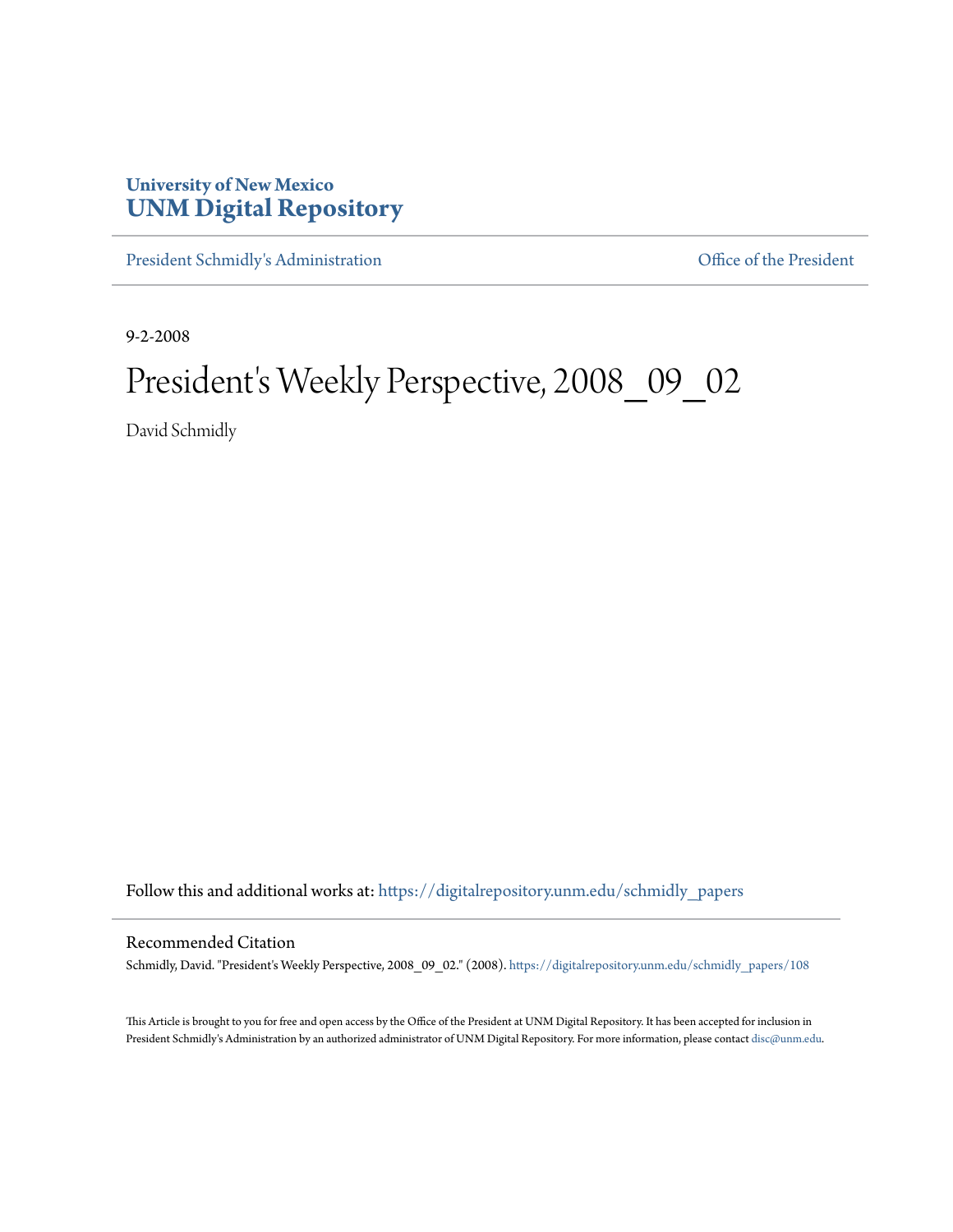**University of New Mexico**
**UNM Digital Repository**

President Schmidly's Administration | Office of the President

9-2-2008

# President's Weekly Perspective, 2008_09_02

David Schmidly

Follow this and additional works at: https://digitalrepository.unm.edu/schmidly_papers

## Recommended Citation

Schmidly, David. "President's Weekly Perspective, 2008_09_02." (2008). https://digitalrepository.unm.edu/schmidly_papers/108

This Article is brought to you for free and open access by the Office of the President at UNM Digital Repository. It has been accepted for inclusion in President Schmidly's Administration by an authorized administrator of UNM Digital Repository. For more information, please contact disc@unm.edu.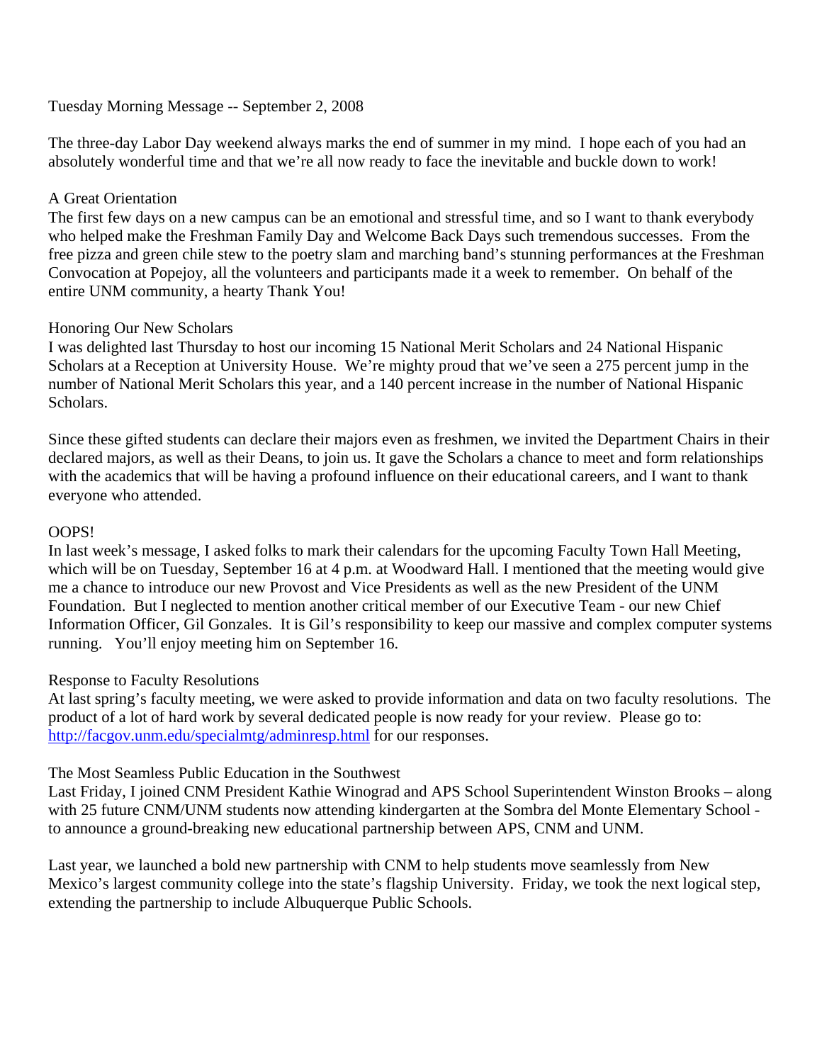Tuesday Morning Message -- September 2, 2008

The three-day Labor Day weekend always marks the end of summer in my mind. I hope each of you had an absolutely wonderful time and that we're all now ready to face the inevitable and buckle down to work!

## A Great Orientation

The first few days on a new campus can be an emotional and stressful time, and so I want to thank everybody who helped make the Freshman Family Day and Welcome Back Days such tremendous successes. From the free pizza and green chile stew to the poetry slam and marching band's stunning performances at the Freshman Convocation at Popejoy, all the volunteers and participants made it a week to remember. On behalf of the entire UNM community, a hearty Thank You!

## Honoring Our New Scholars

I was delighted last Thursday to host our incoming 15 National Merit Scholars and 24 National Hispanic Scholars at a Reception at University House. We're mighty proud that we've seen a 275 percent jump in the number of National Merit Scholars this year, and a 140 percent increase in the number of National Hispanic Scholars.

Since these gifted students can declare their majors even as freshmen, we invited the Department Chairs in their declared majors, as well as their Deans, to join us. It gave the Scholars a chance to meet and form relationships with the academics that will be having a profound influence on their educational careers, and I want to thank everyone who attended.

## OOPS!

In last week's message, I asked folks to mark their calendars for the upcoming Faculty Town Hall Meeting, which will be on Tuesday, September 16 at 4 p.m. at Woodward Hall. I mentioned that the meeting would give me a chance to introduce our new Provost and Vice Presidents as well as the new President of the UNM Foundation. But I neglected to mention another critical member of our Executive Team - our new Chief Information Officer, Gil Gonzales. It is Gil's responsibility to keep our massive and complex computer systems running. You'll enjoy meeting him on September 16.

## Response to Faculty Resolutions

At last spring's faculty meeting, we were asked to provide information and data on two faculty resolutions. The product of a lot of hard work by several dedicated people is now ready for your review. Please go to: [http://facgov.unm.edu/specialmtg/adminresp.html](http://facgov.unm.edu/specialmtg/adminresp.html) for our responses.

## The Most Seamless Public Education in the Southwest

Last Friday, I joined CNM President Kathie Winograd and APS School Superintendent Winston Brooks – along with 25 future CNM/UNM students now attending kindergarten at the Sombra del Monte Elementary School - to announce a ground-breaking new educational partnership between APS, CNM and UNM.

Last year, we launched a bold new partnership with CNM to help students move seamlessly from New Mexico's largest community college into the state's flagship University. Friday, we took the next logical step, extending the partnership to include Albuquerque Public Schools.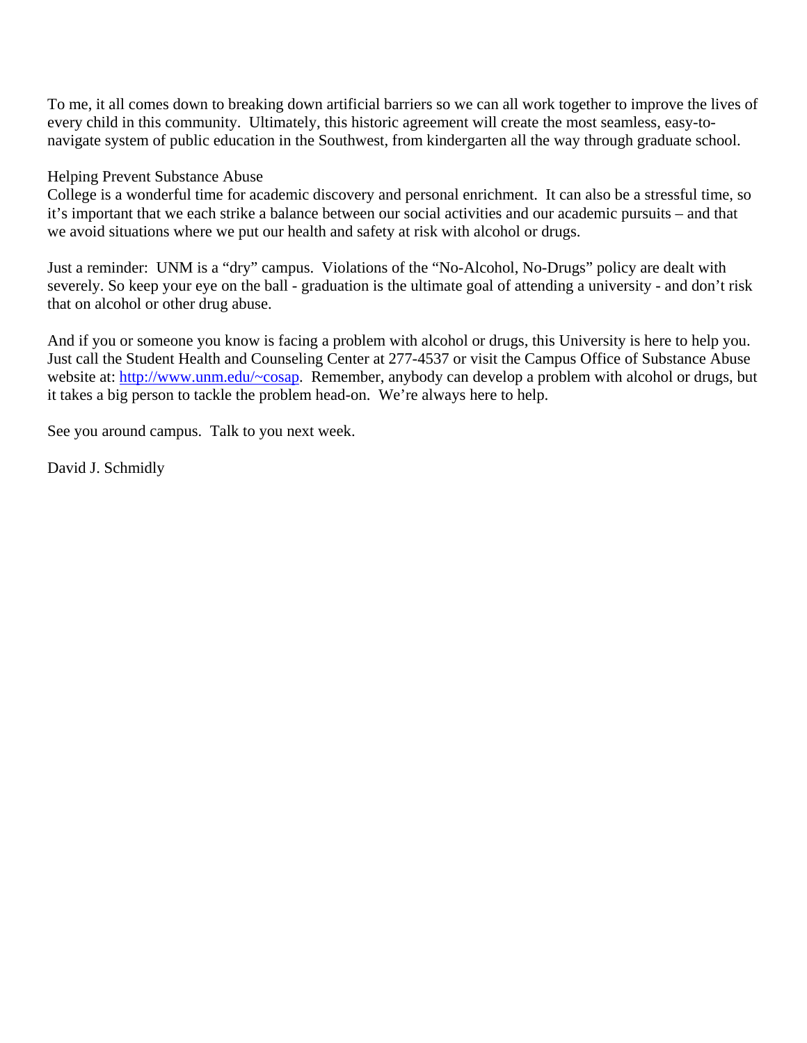To me, it all comes down to breaking down artificial barriers so we can all work together to improve the lives of every child in this community. Ultimately, this historic agreement will create the most seamless, easy-to-navigate system of public education in the Southwest, from kindergarten all the way through graduate school.

## Helping Prevent Substance Abuse

College is a wonderful time for academic discovery and personal enrichment. It can also be a stressful time, so it's important that we each strike a balance between our social activities and our academic pursuits – and that we avoid situations where we put our health and safety at risk with alcohol or drugs.

Just a reminder: UNM is a "dry" campus. Violations of the "No-Alcohol, No-Drugs" policy are dealt with severely. So keep your eye on the ball - graduation is the ultimate goal of attending a university - and don't risk that on alcohol or other drug abuse.

And if you or someone you know is facing a problem with alcohol or drugs, this University is here to help you. Just call the Student Health and Counseling Center at 277-4537 or visit the Campus Office of Substance Abuse website at: [http://www.unm.edu/~cosap](http://www.unm.edu/~cosap). Remember, anybody can develop a problem with alcohol or drugs, but it takes a big person to tackle the problem head-on. We're always here to help.

See you around campus. Talk to you next week.

David J. Schmidly